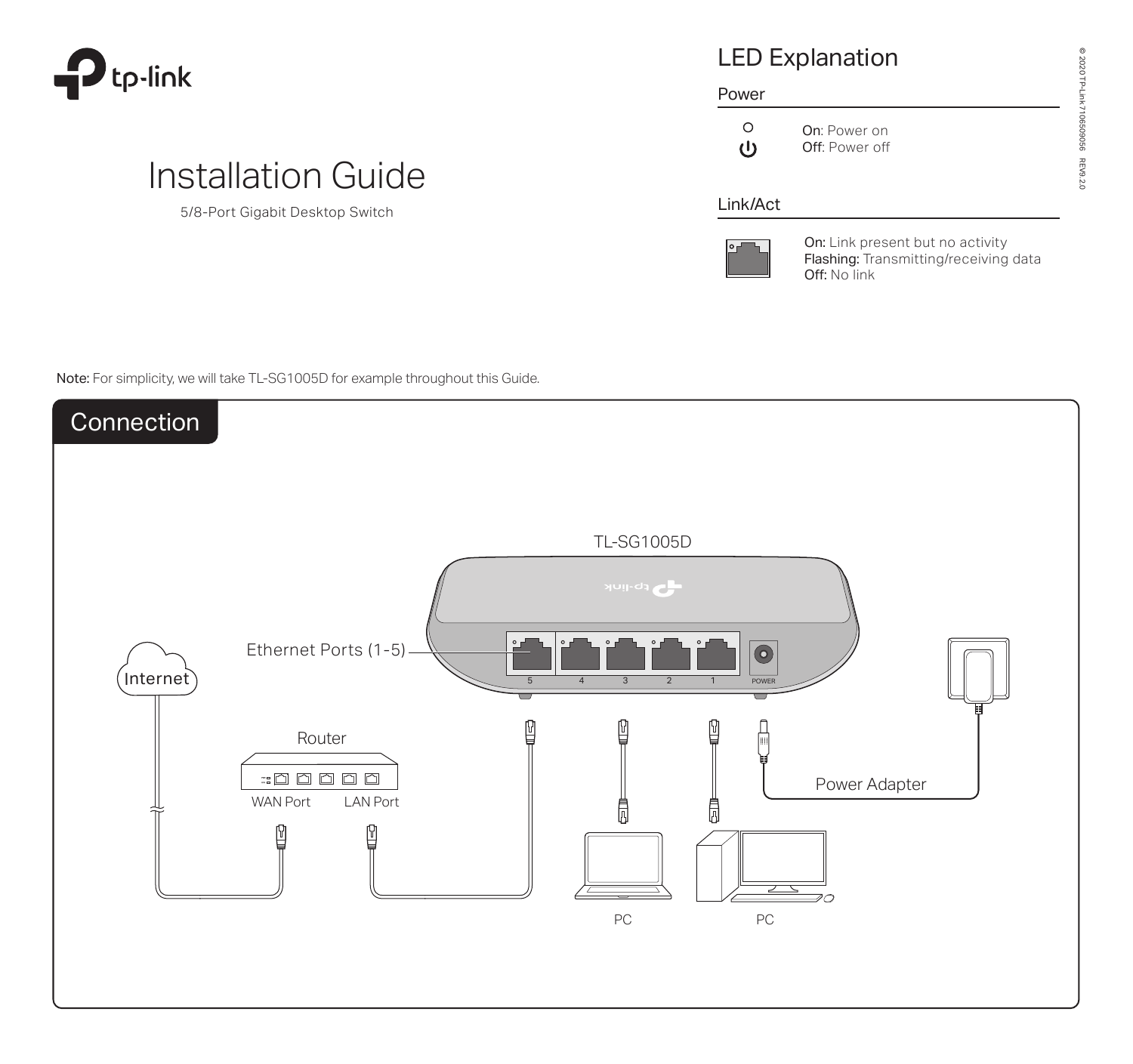# Installation Guide

5/8-Port Gigabit Desktop Switch

## LED Explanation

### Power

**On**: Power on
**Off**: Power off

### Link/Act

**On:** Link present but no activity
**Flashing:** Transmitting/receiving data
**Off:** No link

**Note:** For simplicity, we will take TL-SG1005D for example throughout this Guide.

## Connection

TL-SG1005D

Ethernet Ports (1-5)

5 4 3 2 1 POWER

Internet

Router

WAN Port LAN Port

Power Adapter

PC PC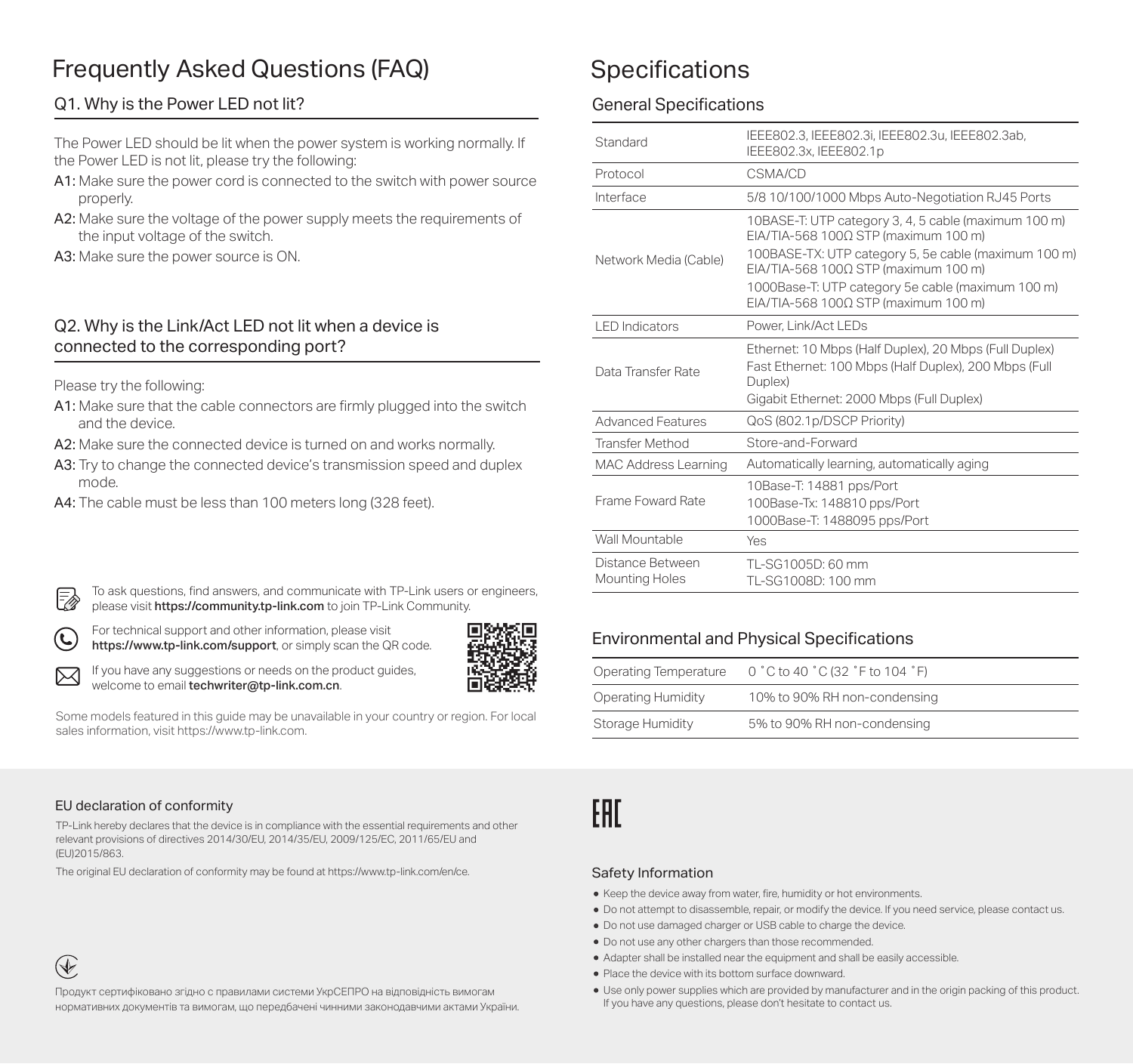# Frequently Asked Questions (FAQ)

## Q1. Why is the Power LED not lit?

The Power LED should be lit when the power system is working normally. If the Power LED is not lit, please try the following:

**A1:** Make sure the power cord is connected to the switch with power source properly.

**A2:** Make sure the voltage of the power supply meets the requirements of the input voltage of the switch.

**A3:** Make sure the power source is ON.

## Q2. Why is the Link/Act LED not lit when a device is connected to the corresponding port?

Please try the following:

**A1:** Make sure that the cable connectors are firmly plugged into the switch and the device.

**A2:** Make sure the connected device is turned on and works normally.

**A3:** Try to change the connected device's transmission speed and duplex mode.

**A4:** The cable must be less than 100 meters long (328 feet).

To ask questions, find answers, and communicate with TP-Link users or engineers, please visit **https://community.tp-link.com** to join TP-Link Community.

For technical support and other information, please visit **https://www.tp-link.com/support**, or simply scan the QR code.

If you have any suggestions or needs on the product guides, welcome to email **techwriter@tp-link.com.cn**.

Some models featured in this guide may be unavailable in your country or region. For local sales information, visit https://www.tp-link.com.

# Specifications

## General Specifications

| | |
|---|---|
| Standard | IEEE802.3, IEEE802.3i, IEEE802.3u, IEEE802.3ab, IEEE802.3x, IEEE802.1p |
| Protocol | CSMA/CD |
| Interface | 5/8 10/100/1000 Mbps Auto-Negotiation RJ45 Ports |
| Network Media (Cable) | 10BASE-T: UTP category 3, 4, 5 cable (maximum 100 m) EIA/TIA-568 100Ω STP (maximum 100 m)<br>100BASE-TX: UTP category 5, 5e cable (maximum 100 m) EIA/TIA-568 100Ω STP (maximum 100 m)<br>1000Base-T: UTP category 5e cable (maximum 100 m) EIA/TIA-568 100Ω STP (maximum 100 m) |
| LED Indicators | Power, Link/Act LEDs |
| Data Transfer Rate | Ethernet: 10 Mbps (Half Duplex), 20 Mbps (Full Duplex)<br>Fast Ethernet: 100 Mbps (Half Duplex), 200 Mbps (Full Duplex)<br>Gigabit Ethernet: 2000 Mbps (Full Duplex) |
| Advanced Features | QoS (802.1p/DSCP Priority) |
| Transfer Method | Store-and-Forward |
| MAC Address Learning | Automatically learning, automatically aging |
| Frame Foward Rate | 10Base-T: 14881 pps/Port<br>100Base-Tx: 148810 pps/Port<br>1000Base-T: 1488095 pps/Port |
| Wall Mountable | Yes |
| Distance Between Mounting Holes | TL-SG1005D: 60 mm<br>TL-SG1008D: 100 mm |

## Environmental and Physical Specifications

| | |
|---|---|
| Operating Temperature | 0 ˚C to 40 ˚C (32 ˚F to 104 ˚F) |
| Operating Humidity | 10% to 90% RH non-condensing |
| Storage Humidity | 5% to 90% RH non-condensing |

### EU declaration of conformity

TP-Link hereby declares that the device is in compliance with the essential requirements and other relevant provisions of directives 2014/30/EU, 2014/35/EU, 2009/125/EC, 2011/65/EU and (EU)2015/863.

The original EU declaration of conformity may be found at https://www.tp-link.com/en/ce.

Продукт сертифіковано згідно с правилами системи УкрСЕПРО на відповідність вимогам нормативних документів та вимогам, що передбачені чинними законодавчими актами України.

EAC

### Safety Information

- Keep the device away from water, fire, humidity or hot environments.
- Do not attempt to disassemble, repair, or modify the device. If you need service, please contact us.
- Do not use damaged charger or USB cable to charge the device.
- Do not use any other chargers than those recommended.
- Adapter shall be installed near the equipment and shall be easily accessible.
- Place the device with its bottom surface downward.
- Use only power supplies which are provided by manufacturer and in the origin packing of this product. If you have any questions, please don't hesitate to contact us.